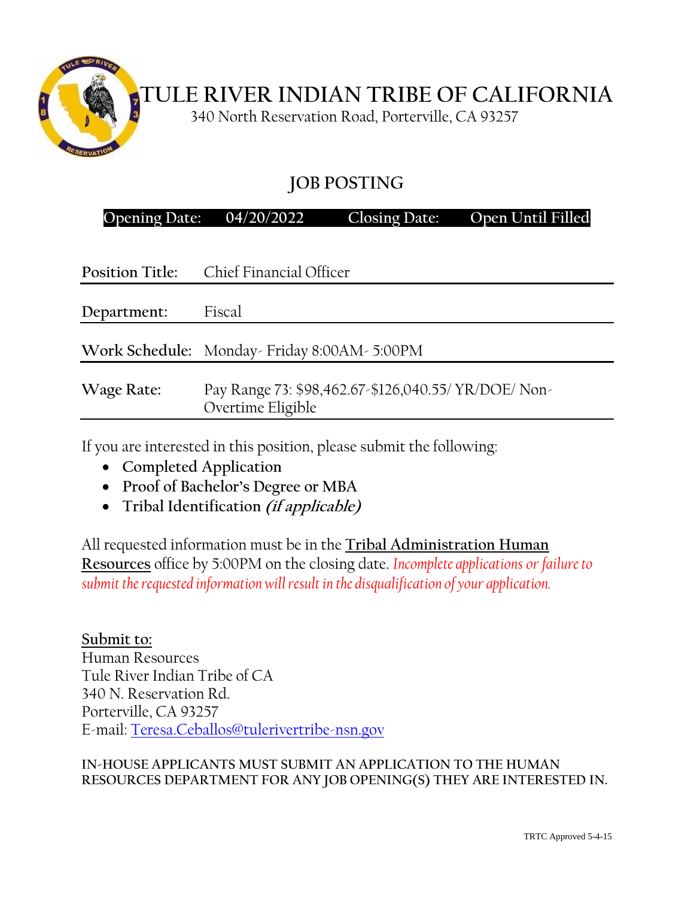# TULE RIVER INDIAN TRIBE OF CALIFORNIA

340 North Reservation Road, Porterville, CA 93257

## JOB POSTING

**Opening Date: 04/20/2022 Closing Date: Open Until Filled**

| | |
|---|---|
| **Position Title:** | Chief Financial Officer |
| **Department:** | Fiscal |
| **Work Schedule:** | Monday- Friday 8:00AM- 5:00PM |
| **Wage Rate:** | Pay Range 73: $98,462.67-$126,040.55/ YR/DOE/ Non-Overtime Eligible |

If you are interested in this position, please submit the following:

- **Completed Application**
- **Proof of Bachelor's Degree or MBA**
- **Tribal Identification *(if applicable)***

All requested information must be in the **Tribal Administration Human Resources** office by 5:00PM on the closing date. *Incomplete applications or failure to submit the requested information will result in the disqualification of your application.*

**Submit to:**
Human Resources
Tule River Indian Tribe of CA
340 N. Reservation Rd.
Porterville, CA 93257
E-mail: Teresa.Ceballos@tulerivertribe-nsn.gov

**IN-HOUSE APPLICANTS MUST SUBMIT AN APPLICATION TO THE HUMAN RESOURCES DEPARTMENT FOR ANY JOB OPENING(S) THEY ARE INTERESTED IN.**

TRTC Approved 5-4-15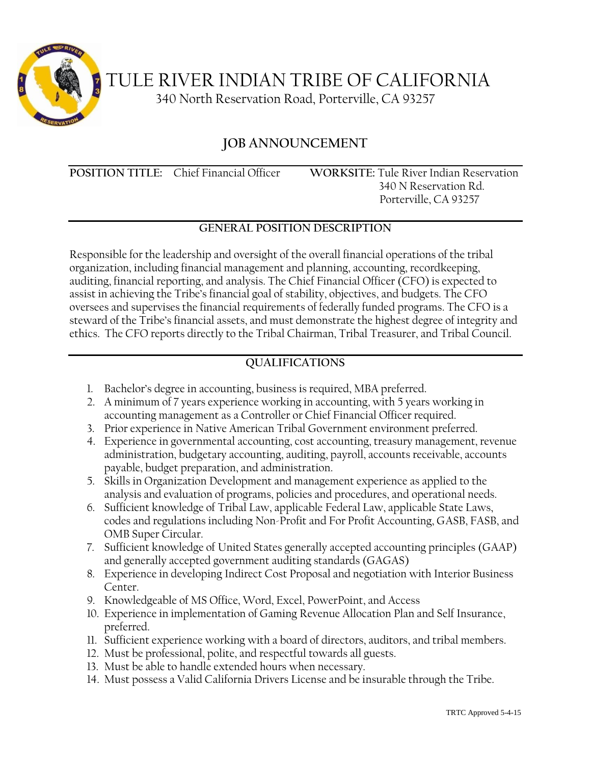# TULE RIVER INDIAN TRIBE OF CALIFORNIA

340 North Reservation Road, Porterville, CA 93257

## JOB ANNOUNCEMENT

**POSITION TITLE:** Chief Financial Officer

**WORKSITE:** Tule River Indian Reservation
340 N Reservation Rd.
Porterville, CA 93257

### GENERAL POSITION DESCRIPTION

Responsible for the leadership and oversight of the overall financial operations of the tribal organization, including financial management and planning, accounting, recordkeeping, auditing, financial reporting, and analysis. The Chief Financial Officer (CFO) is expected to assist in achieving the Tribe's financial goal of stability, objectives, and budgets. The CFO oversees and supervises the financial requirements of federally funded programs. The CFO is a steward of the Tribe's financial assets, and must demonstrate the highest degree of integrity and ethics. The CFO reports directly to the Tribal Chairman, Tribal Treasurer, and Tribal Council.

### QUALIFICATIONS

1. Bachelor's degree in accounting, business is required, MBA preferred.
2. A minimum of 7 years experience working in accounting, with 5 years working in accounting management as a Controller or Chief Financial Officer required.
3. Prior experience in Native American Tribal Government environment preferred.
4. Experience in governmental accounting, cost accounting, treasury management, revenue administration, budgetary accounting, auditing, payroll, accounts receivable, accounts payable, budget preparation, and administration.
5. Skills in Organization Development and management experience as applied to the analysis and evaluation of programs, policies and procedures, and operational needs.
6. Sufficient knowledge of Tribal Law, applicable Federal Law, applicable State Laws, codes and regulations including Non-Profit and For Profit Accounting, GASB, FASB, and OMB Super Circular.
7. Sufficient knowledge of United States generally accepted accounting principles (GAAP) and generally accepted government auditing standards (GAGAS)
8. Experience in developing Indirect Cost Proposal and negotiation with Interior Business Center.
9. Knowledgeable of MS Office, Word, Excel, PowerPoint, and Access
10. Experience in implementation of Gaming Revenue Allocation Plan and Self Insurance, preferred.
11. Sufficient experience working with a board of directors, auditors, and tribal members.
12. Must be professional, polite, and respectful towards all guests.
13. Must be able to handle extended hours when necessary.
14. Must possess a Valid California Drivers License and be insurable through the Tribe.

TRTC Approved 5-4-15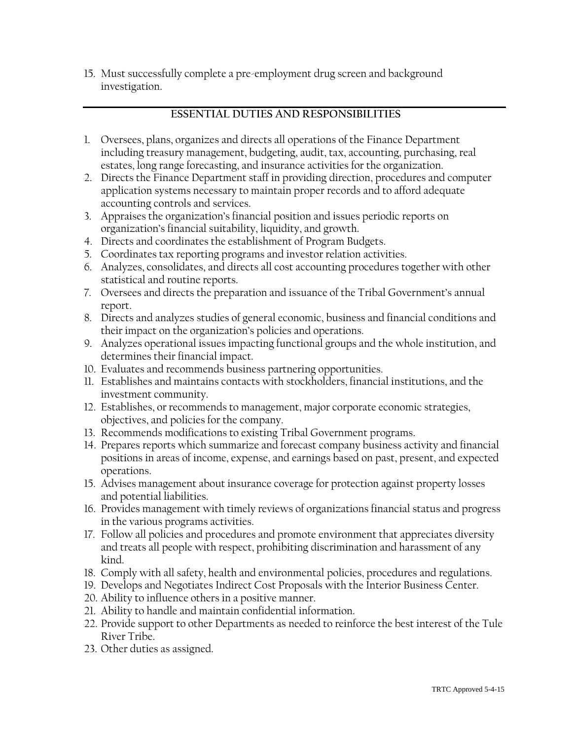15. Must successfully complete a pre-employment drug screen and background investigation.

## ESSENTIAL DUTIES AND RESPONSIBILITIES

1. Oversees, plans, organizes and directs all operations of the Finance Department including treasury management, budgeting, audit, tax, accounting, purchasing, real estates, long range forecasting, and insurance activities for the organization.
2. Directs the Finance Department staff in providing direction, procedures and computer application systems necessary to maintain proper records and to afford adequate accounting controls and services.
3. Appraises the organization's financial position and issues periodic reports on organization's financial suitability, liquidity, and growth.
4. Directs and coordinates the establishment of Program Budgets.
5. Coordinates tax reporting programs and investor relation activities.
6. Analyzes, consolidates, and directs all cost accounting procedures together with other statistical and routine reports.
7. Oversees and directs the preparation and issuance of the Tribal Government's annual report.
8. Directs and analyzes studies of general economic, business and financial conditions and their impact on the organization's policies and operations.
9. Analyzes operational issues impacting functional groups and the whole institution, and determines their financial impact.
10. Evaluates and recommends business partnering opportunities.
11. Establishes and maintains contacts with stockholders, financial institutions, and the investment community.
12. Establishes, or recommends to management, major corporate economic strategies, objectives, and policies for the company.
13. Recommends modifications to existing Tribal Government programs.
14. Prepares reports which summarize and forecast company business activity and financial positions in areas of income, expense, and earnings based on past, present, and expected operations.
15. Advises management about insurance coverage for protection against property losses and potential liabilities.
16. Provides management with timely reviews of organizations financial status and progress in the various programs activities.
17. Follow all policies and procedures and promote environment that appreciates diversity and treats all people with respect, prohibiting discrimination and harassment of any kind.
18. Comply with all safety, health and environmental policies, procedures and regulations.
19. Develops and Negotiates Indirect Cost Proposals with the Interior Business Center.
20. Ability to influence others in a positive manner.
21. Ability to handle and maintain confidential information.
22. Provide support to other Departments as needed to reinforce the best interest of the Tule River Tribe.
23. Other duties as assigned.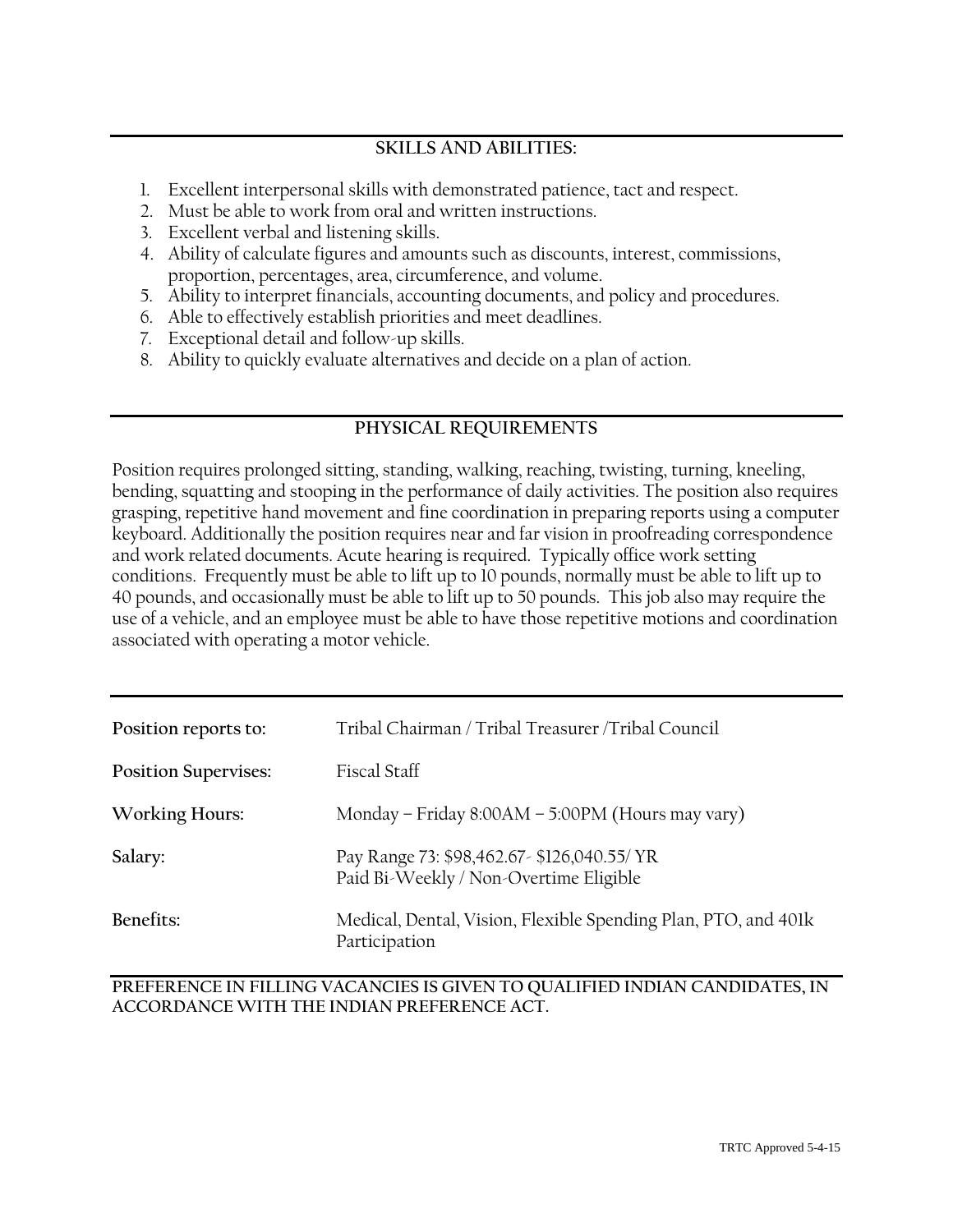## SKILLS AND ABILITIES:

1. Excellent interpersonal skills with demonstrated patience, tact and respect.
2. Must be able to work from oral and written instructions.
3. Excellent verbal and listening skills.
4. Ability of calculate figures and amounts such as discounts, interest, commissions, proportion, percentages, area, circumference, and volume.
5. Ability to interpret financials, accounting documents, and policy and procedures.
6. Able to effectively establish priorities and meet deadlines.
7. Exceptional detail and follow-up skills.
8. Ability to quickly evaluate alternatives and decide on a plan of action.

## PHYSICAL REQUIREMENTS

Position requires prolonged sitting, standing, walking, reaching, twisting, turning, kneeling, bending, squatting and stooping in the performance of daily activities. The position also requires grasping, repetitive hand movement and fine coordination in preparing reports using a computer keyboard. Additionally the position requires near and far vision in proofreading correspondence and work related documents. Acute hearing is required. Typically office work setting conditions. Frequently must be able to lift up to 10 pounds, normally must be able to lift up to 40 pounds, and occasionally must be able to lift up to 50 pounds. This job also may require the use of a vehicle, and an employee must be able to have those repetitive motions and coordination associated with operating a motor vehicle.

| | |
|---|---|
| **Position reports to:** | Tribal Chairman / Tribal Treasurer /Tribal Council |
| **Position Supervises:** | Fiscal Staff |
| **Working Hours:** | Monday – Friday 8:00AM – 5:00PM (Hours may vary) |
| **Salary:** | Pay Range 73: $98,462.67- $126,040.55/ YR<br>Paid Bi-Weekly / Non-Overtime Eligible |
| **Benefits:** | Medical, Dental, Vision, Flexible Spending Plan, PTO, and 401k Participation |

**PREFERENCE IN FILLING VACANCIES IS GIVEN TO QUALIFIED INDIAN CANDIDATES, IN ACCORDANCE WITH THE INDIAN PREFERENCE ACT.**

TRTC Approved 5-4-15